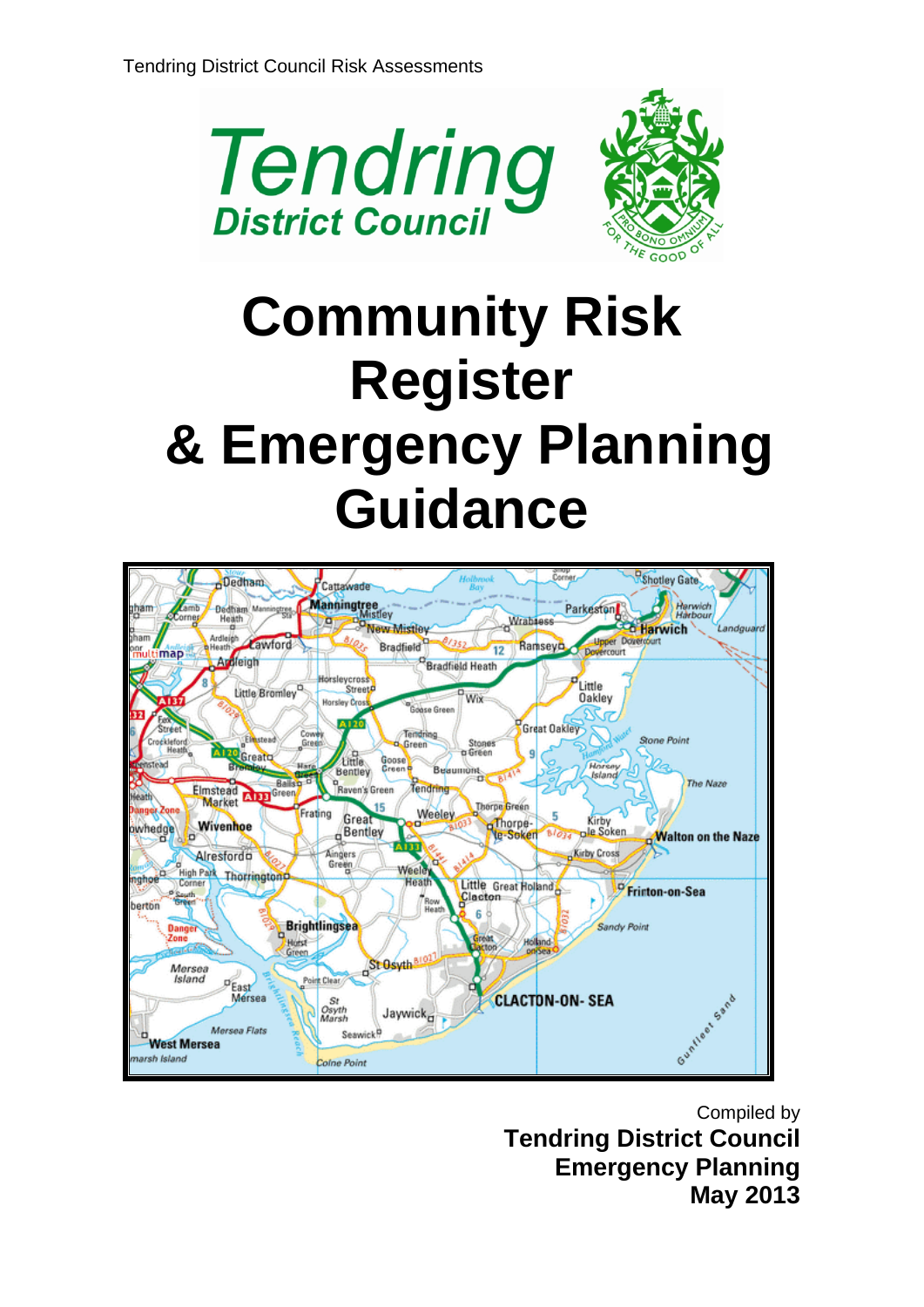Tendring District Council Risk Assessments

**Tendring**
**District Council**

# Community Risk Register & Emergency Planning Guidance

Compiled by
**Tendring District Council**
**Emergency Planning**
**May 2013**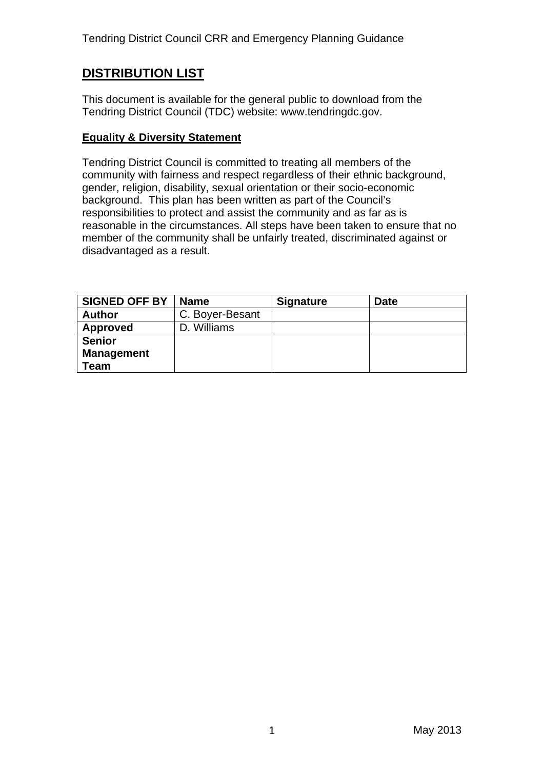## DISTRIBUTION LIST

This document is available for the general public to download from the Tendring District Council (TDC) website: www.tendringdc.gov.

**Equality & Diversity Statement**

Tendring District Council is committed to treating all members of the community with fairness and respect regardless of their ethnic background, gender, religion, disability, sexual orientation or their socio-economic background. This plan has been written as part of the Council's responsibilities to protect and assist the community and as far as is reasonable in the circumstances. All steps have been taken to ensure that no member of the community shall be unfairly treated, discriminated against or disadvantaged as a result.

| SIGNED OFF BY | Name | Signature | Date |
| --- | --- | --- | --- |
| **Author** | C. Boyer-Besant | | |
| **Approved** | D. Williams | | |
| **Senior Management Team** | | | |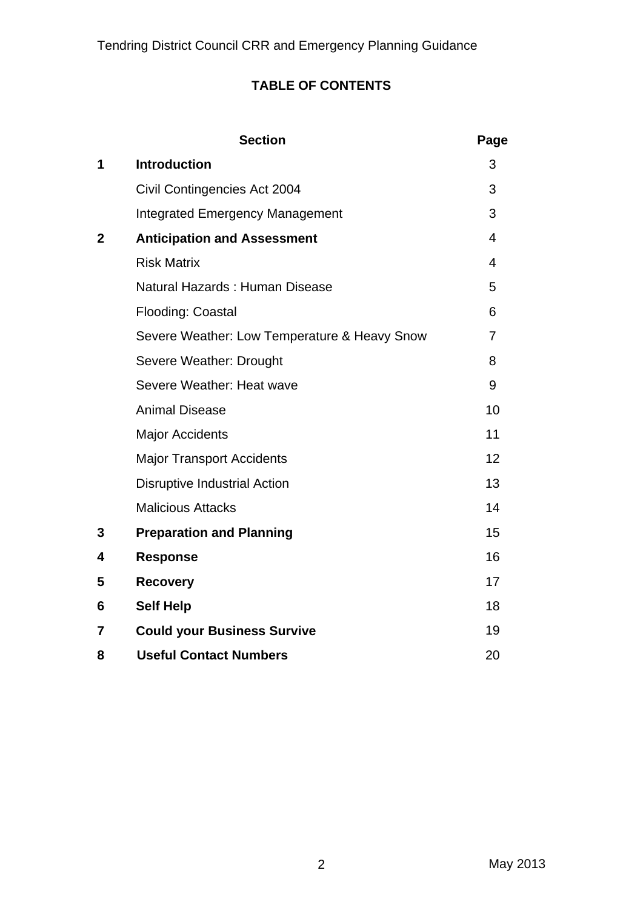**TABLE OF CONTENTS**

| | Section | Page |
|---|---|---|
| **1** | **Introduction** | 3 |
| | Civil Contingencies Act 2004 | 3 |
| | Integrated Emergency Management | 3 |
| **2** | **Anticipation and Assessment** | 4 |
| | Risk Matrix | 4 |
| | Natural Hazards : Human Disease | 5 |
| | Flooding: Coastal | 6 |
| | Severe Weather: Low Temperature & Heavy Snow | 7 |
| | Severe Weather: Drought | 8 |
| | Severe Weather: Heat wave | 9 |
| | Animal Disease | 10 |
| | Major Accidents | 11 |
| | Major Transport Accidents | 12 |
| | Disruptive Industrial Action | 13 |
| | Malicious Attacks | 14 |
| **3** | **Preparation and Planning** | 15 |
| **4** | **Response** | 16 |
| **5** | **Recovery** | 17 |
| **6** | **Self Help** | 18 |
| **7** | **Could your Business Survive** | 19 |
| **8** | **Useful Contact Numbers** | 20 |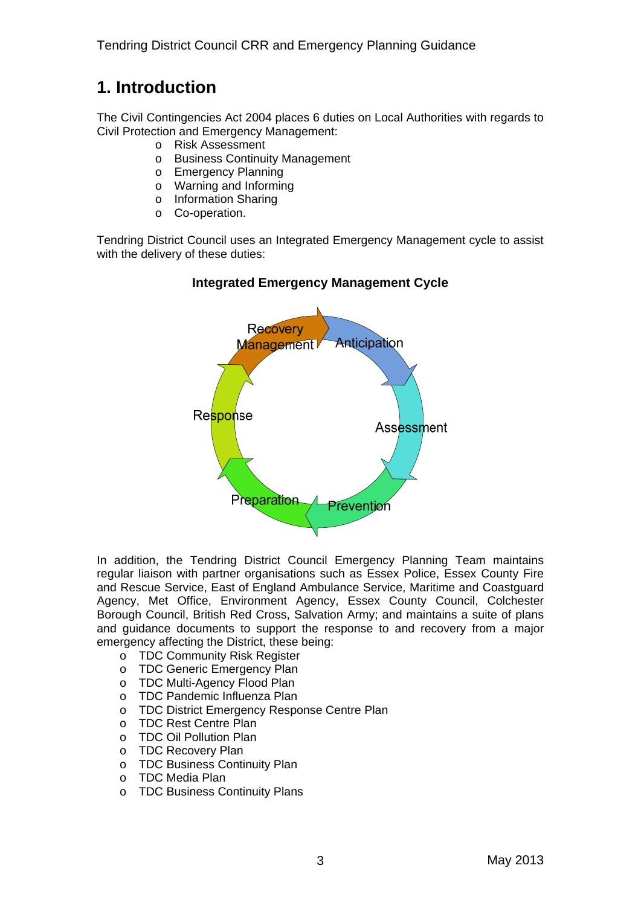# 1. Introduction

The Civil Contingencies Act 2004 places 6 duties on Local Authorities with regards to Civil Protection and Emergency Management:

- Risk Assessment
- Business Continuity Management
- Emergency Planning
- Warning and Informing
- Information Sharing
- Co-operation.

Tendring District Council uses an Integrated Emergency Management cycle to assist with the delivery of these duties:

**Integrated Emergency Management Cycle**

Recovery Management → Anticipation → Assessment → Prevention → Preparation → Response

In addition, the Tendring District Council Emergency Planning Team maintains regular liaison with partner organisations such as Essex Police, Essex County Fire and Rescue Service, East of England Ambulance Service, Maritime and Coastguard Agency, Met Office, Environment Agency, Essex County Council, Colchester Borough Council, British Red Cross, Salvation Army; and maintains a suite of plans and guidance documents to support the response to and recovery from a major emergency affecting the District, these being:

- TDC Community Risk Register
- TDC Generic Emergency Plan
- TDC Multi-Agency Flood Plan
- TDC Pandemic Influenza Plan
- TDC District Emergency Response Centre Plan
- TDC Rest Centre Plan
- TDC Oil Pollution Plan
- TDC Recovery Plan
- TDC Business Continuity Plan
- TDC Media Plan
- TDC Business Continuity Plans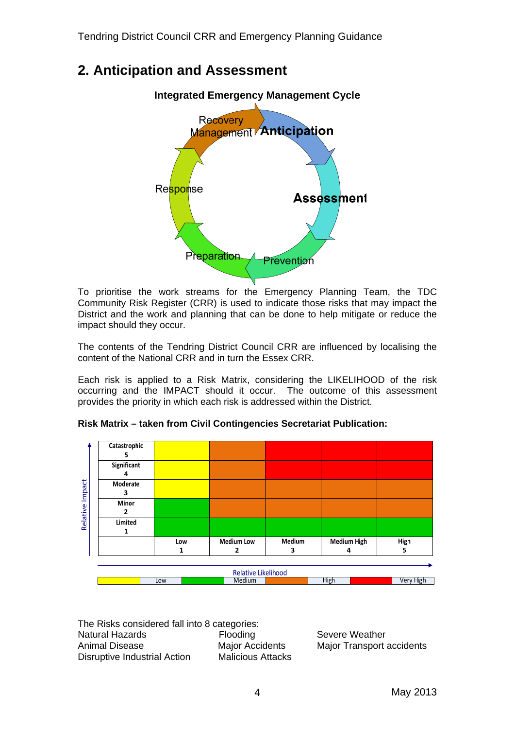## 2. Anticipation and Assessment

**Integrated Emergency Management Cycle**

Anticipation → Assessment → Prevention → Preparation → Response → Recovery Management

To prioritise the work streams for the Emergency Planning Team, the TDC Community Risk Register (CRR) is used to indicate those risks that may impact the District and the work and planning that can be done to help mitigate or reduce the impact should they occur.

The contents of the Tendring District Council CRR are influenced by localising the content of the National CRR and in turn the Essex CRR.

Each risk is applied to a Risk Matrix, considering the LIKELIHOOD of the risk occurring and the IMPACT should it occur. The outcome of this assessment provides the priority in which each risk is addressed within the District.

**Risk Matrix – taken from Civil Contingencies Secretariat Publication:**

| Relative Impact | Low 1 | Medium Low 2 | Medium 3 | Medium High 4 | High 5 |
|---|---|---|---|---|---|
| Catastrophic 5 | Medium | High | Very High | Very High | Very High |
| Significant 4 | Medium | High | Very High | Very High | Very High |
| Moderate 3 | Medium | High | High | High | High |
| Minor 2 | Low | High | High | High | High |
| Limited 1 | Low | Low | Low | Low | Low |

Relative Likelihood →

Key: Yellow = Low; Green = Medium; Orange = High; Red = Very High

The Risks considered fall into 8 categories:

- Natural Hazards
- Animal Disease
- Disruptive Industrial Action
- Flooding
- Major Accidents
- Malicious Attacks
- Severe Weather
- Major Transport accidents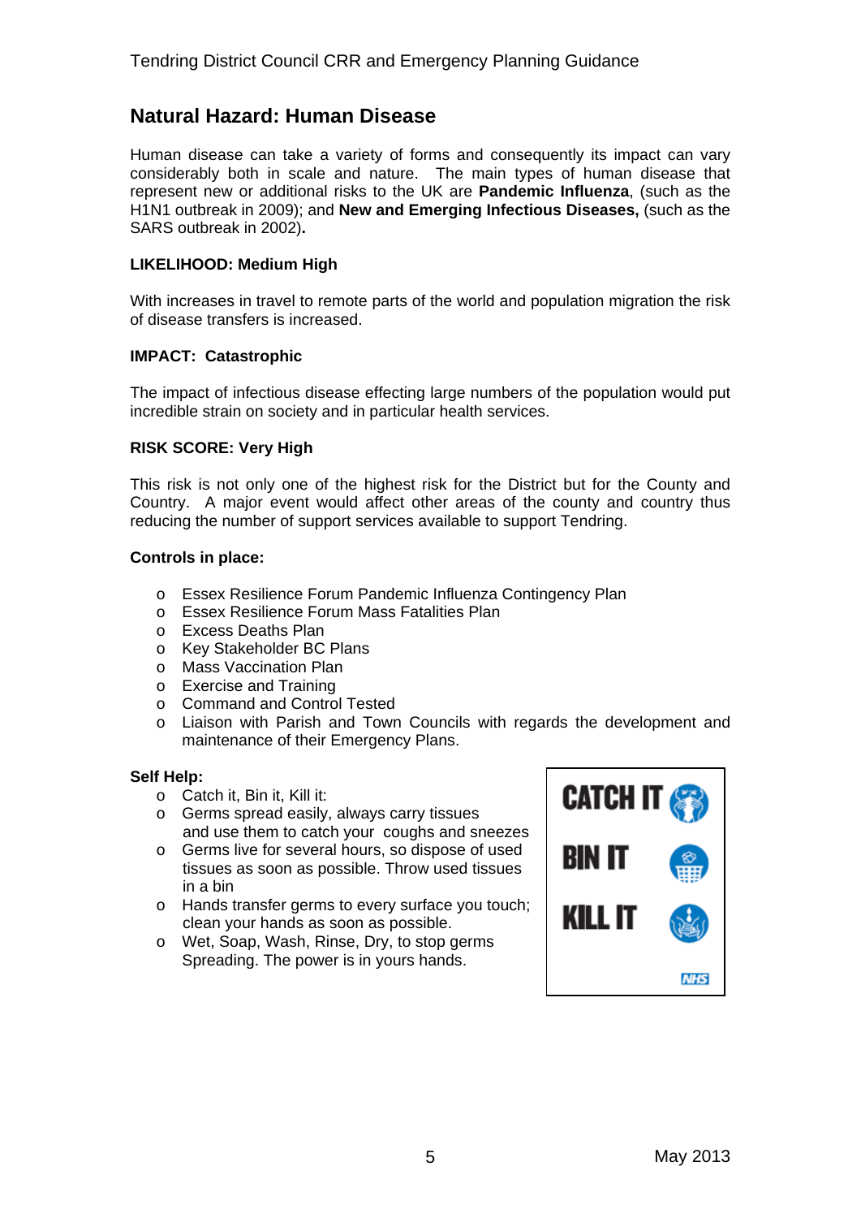## Natural Hazard: Human Disease

Human disease can take a variety of forms and consequently its impact can vary considerably both in scale and nature. The main types of human disease that represent new or additional risks to the UK are **Pandemic Influenza**, (such as the H1N1 outbreak in 2009); and **New and Emerging Infectious Diseases,** (such as the SARS outbreak in 2002)**.**

**LIKELIHOOD: Medium High**

With increases in travel to remote parts of the world and population migration the risk of disease transfers is increased.

**IMPACT: Catastrophic**

The impact of infectious disease effecting large numbers of the population would put incredible strain on society and in particular health services.

**RISK SCORE: Very High**

This risk is not only one of the highest risk for the District but for the County and Country. A major event would affect other areas of the county and country thus reducing the number of support services available to support Tendring.

**Controls in place:**

- Essex Resilience Forum Pandemic Influenza Contingency Plan
- Essex Resilience Forum Mass Fatalities Plan
- Excess Deaths Plan
- Key Stakeholder BC Plans
- Mass Vaccination Plan
- Exercise and Training
- Command and Control Tested
- Liaison with Parish and Town Councils with regards the development and maintenance of their Emergency Plans.

**Self Help:**

- Catch it, Bin it, Kill it:
- Germs spread easily, always carry tissues and use them to catch your coughs and sneezes
- Germs live for several hours, so dispose of used tissues as soon as possible. Throw used tissues in a bin
- Hands transfer germs to every surface you touch; clean your hands as soon as possible.
- Wet, Soap, Wash, Rinse, Dry, to stop germs Spreading. The power is in yours hands.

CATCH IT
BIN IT
KILL IT
NHS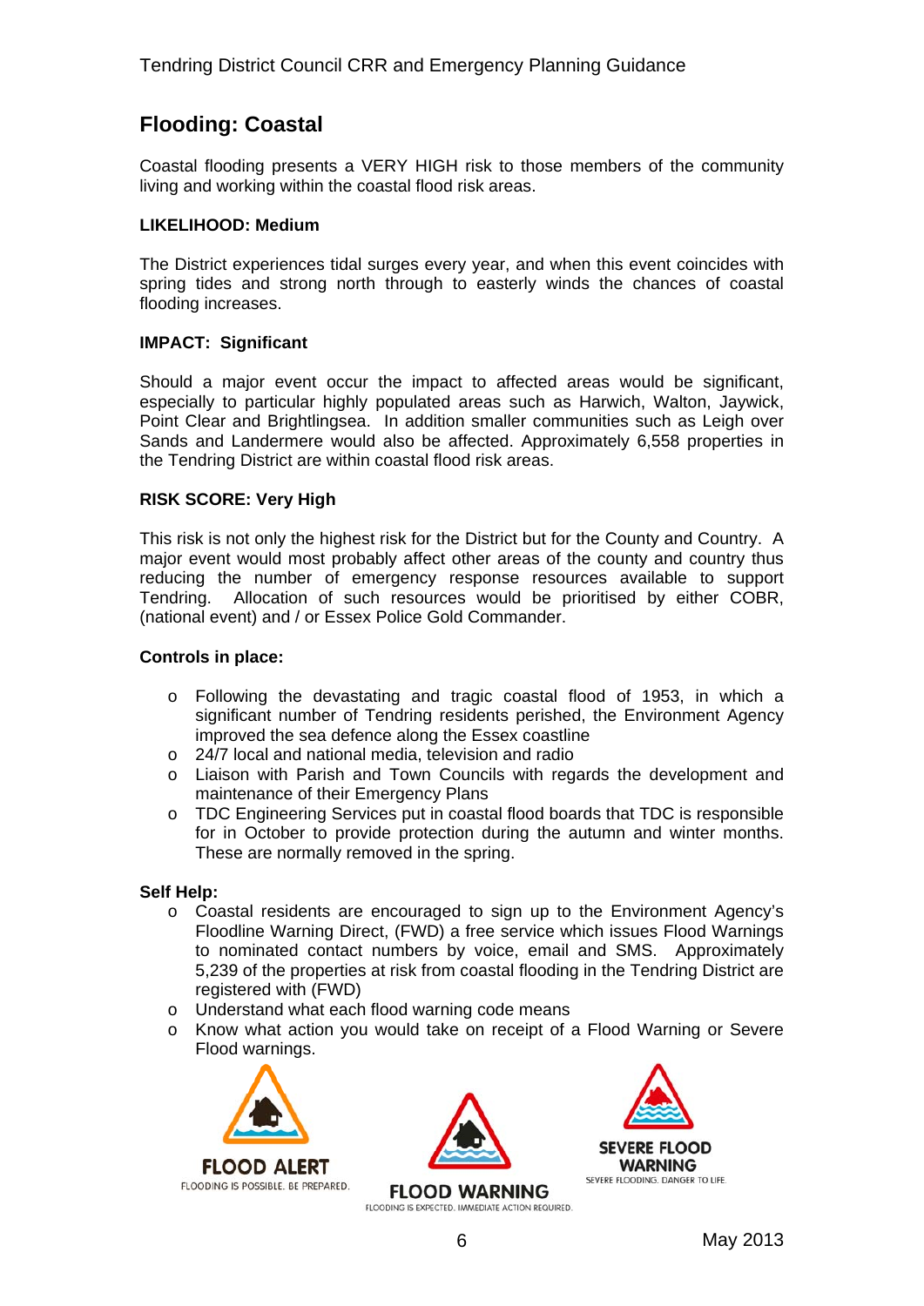## Flooding: Coastal

Coastal flooding presents a VERY HIGH risk to those members of the community living and working within the coastal flood risk areas.

**LIKELIHOOD: Medium**

The District experiences tidal surges every year, and when this event coincides with spring tides and strong north through to easterly winds the chances of coastal flooding increases.

**IMPACT: Significant**

Should a major event occur the impact to affected areas would be significant, especially to particular highly populated areas such as Harwich, Walton, Jaywick, Point Clear and Brightlingsea. In addition smaller communities such as Leigh over Sands and Landermere would also be affected. Approximately 6,558 properties in the Tendring District are within coastal flood risk areas.

**RISK SCORE: Very High**

This risk is not only the highest risk for the District but for the County and Country. A major event would most probably affect other areas of the county and country thus reducing the number of emergency response resources available to support Tendring. Allocation of such resources would be prioritised by either COBR, (national event) and / or Essex Police Gold Commander.

**Controls in place:**

- Following the devastating and tragic coastal flood of 1953, in which a significant number of Tendring residents perished, the Environment Agency improved the sea defence along the Essex coastline
- 24/7 local and national media, television and radio
- Liaison with Parish and Town Councils with regards the development and maintenance of their Emergency Plans
- TDC Engineering Services put in coastal flood boards that TDC is responsible for in October to provide protection during the autumn and winter months. These are normally removed in the spring.

**Self Help:**

- Coastal residents are encouraged to sign up to the Environment Agency's Floodline Warning Direct, (FWD) a free service which issues Flood Warnings to nominated contact numbers by voice, email and SMS. Approximately 5,239 of the properties at risk from coastal flooding in the Tendring District are registered with (FWD)
- Understand what each flood warning code means
- Know what action you would take on receipt of a Flood Warning or Severe Flood warnings.

**FLOOD ALERT**
FLOODING IS POSSIBLE. BE PREPARED.

**FLOOD WARNING**
FLOODING IS EXPECTED. IMMEDIATE ACTION REQUIRED.

**SEVERE FLOOD WARNING**
SEVERE FLOODING. DANGER TO LIFE.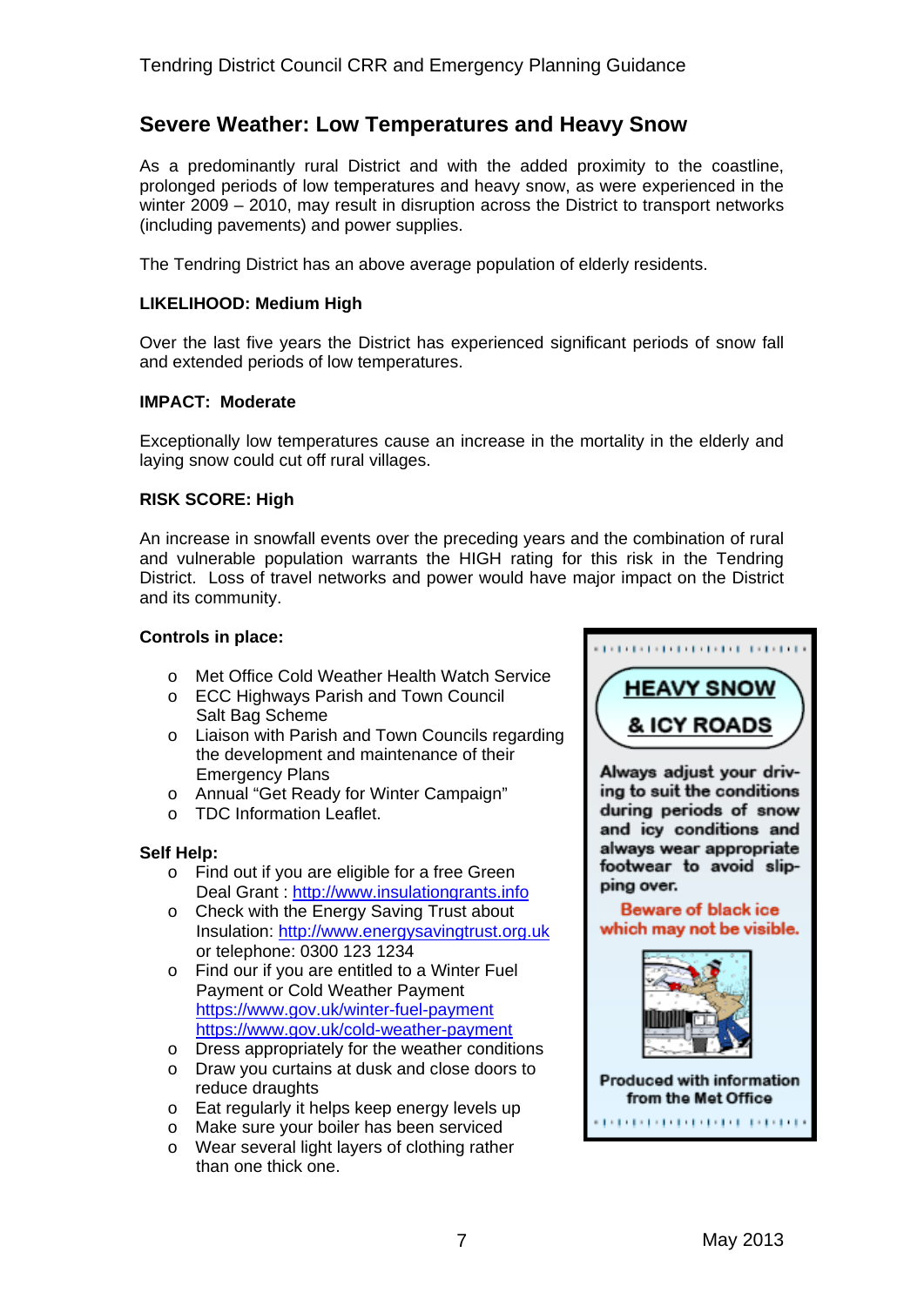## Severe Weather: Low Temperatures and Heavy Snow

As a predominantly rural District and with the added proximity to the coastline, prolonged periods of low temperatures and heavy snow, as were experienced in the winter 2009 – 2010, may result in disruption across the District to transport networks (including pavements) and power supplies.

The Tendring District has an above average population of elderly residents.

**LIKELIHOOD: Medium High**

Over the last five years the District has experienced significant periods of snow fall and extended periods of low temperatures.

**IMPACT: Moderate**

Exceptionally low temperatures cause an increase in the mortality in the elderly and laying snow could cut off rural villages.

**RISK SCORE: High**

An increase in snowfall events over the preceding years and the combination of rural and vulnerable population warrants the HIGH rating for this risk in the Tendring District. Loss of travel networks and power would have major impact on the District and its community.

**Controls in place:**

- Met Office Cold Weather Health Watch Service
- ECC Highways Parish and Town Council Salt Bag Scheme
- Liaison with Parish and Town Councils regarding the development and maintenance of their Emergency Plans
- Annual "Get Ready for Winter Campaign"
- TDC Information Leaflet.

**Self Help:**

- Find out if you are eligible for a free Green Deal Grant : http://www.insulationgrants.info
- Check with the Energy Saving Trust about Insulation: http://www.energysavingtrust.org.uk or telephone: 0300 123 1234
- Find our if you are entitled to a Winter Fuel Payment or Cold Weather Payment https://www.gov.uk/winter-fuel-payment https://www.gov.uk/cold-weather-payment
- Dress appropriately for the weather conditions
- Draw you curtains at dusk and close doors to reduce draughts
- Eat regularly it helps keep energy levels up
- Make sure your boiler has been serviced
- Wear several light layers of clothing rather than one thick one.

**HEAVY SNOW & ICY ROADS**

Always adjust your driving to suit the conditions during periods of snow and icy conditions and always wear appropriate footwear to avoid slipping over.

Beware of black ice which may not be visible.

Produced with information from the Met Office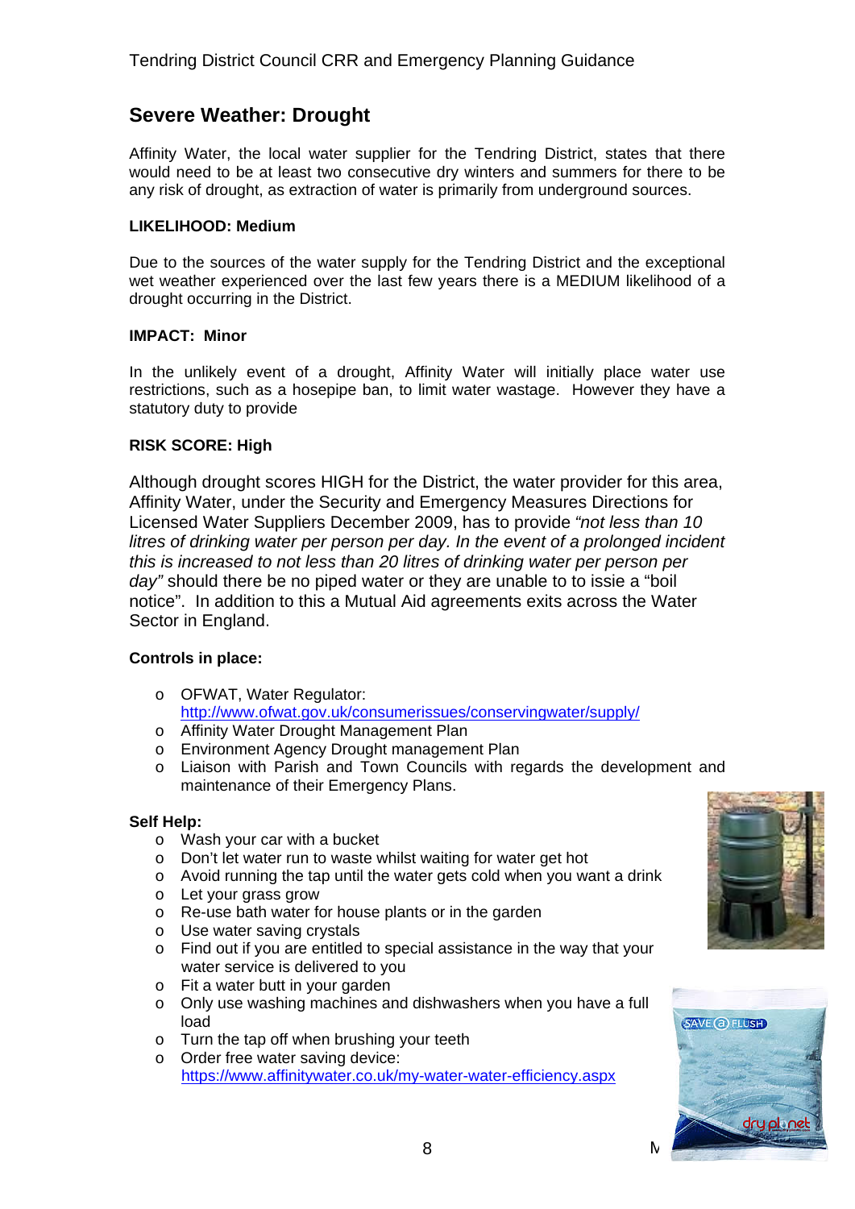## Severe Weather: Drought

Affinity Water, the local water supplier for the Tendring District, states that there would need to be at least two consecutive dry winters and summers for there to be any risk of drought, as extraction of water is primarily from underground sources.

**LIKELIHOOD: Medium**

Due to the sources of the water supply for the Tendring District and the exceptional wet weather experienced over the last few years there is a MEDIUM likelihood of a drought occurring in the District.

**IMPACT: Minor**

In the unlikely event of a drought, Affinity Water will initially place water use restrictions, such as a hosepipe ban, to limit water wastage. However they have a statutory duty to provide

**RISK SCORE: High**

Although drought scores HIGH for the District, the water provider for this area, Affinity Water, under the Security and Emergency Measures Directions for Licensed Water Suppliers December 2009, has to provide *"not less than 10 litres of drinking water per person per day. In the event of a prolonged incident this is increased to not less than 20 litres of drinking water per person per day"* should there be no piped water or they are unable to to issie a "boil notice". In addition to this a Mutual Aid agreements exits across the Water Sector in England.

**Controls in place:**

- OFWAT, Water Regulator: http://www.ofwat.gov.uk/consumerissues/conservingwater/supply/
- Affinity Water Drought Management Plan
- Environment Agency Drought management Plan
- Liaison with Parish and Town Councils with regards the development and maintenance of their Emergency Plans.

**Self Help:**

- Wash your car with a bucket
- Don't let water run to waste whilst waiting for water get hot
- Avoid running the tap until the water gets cold when you want a drink
- Let your grass grow
- Re-use bath water for house plants or in the garden
- Use water saving crystals
- Find out if you are entitled to special assistance in the way that your water service is delivered to you
- Fit a water butt in your garden
- Only use washing machines and dishwashers when you have a full load
- Turn the tap off when brushing your teeth
- Order free water saving device: https://www.affinitywater.co.uk/my-water-water-efficiency.aspx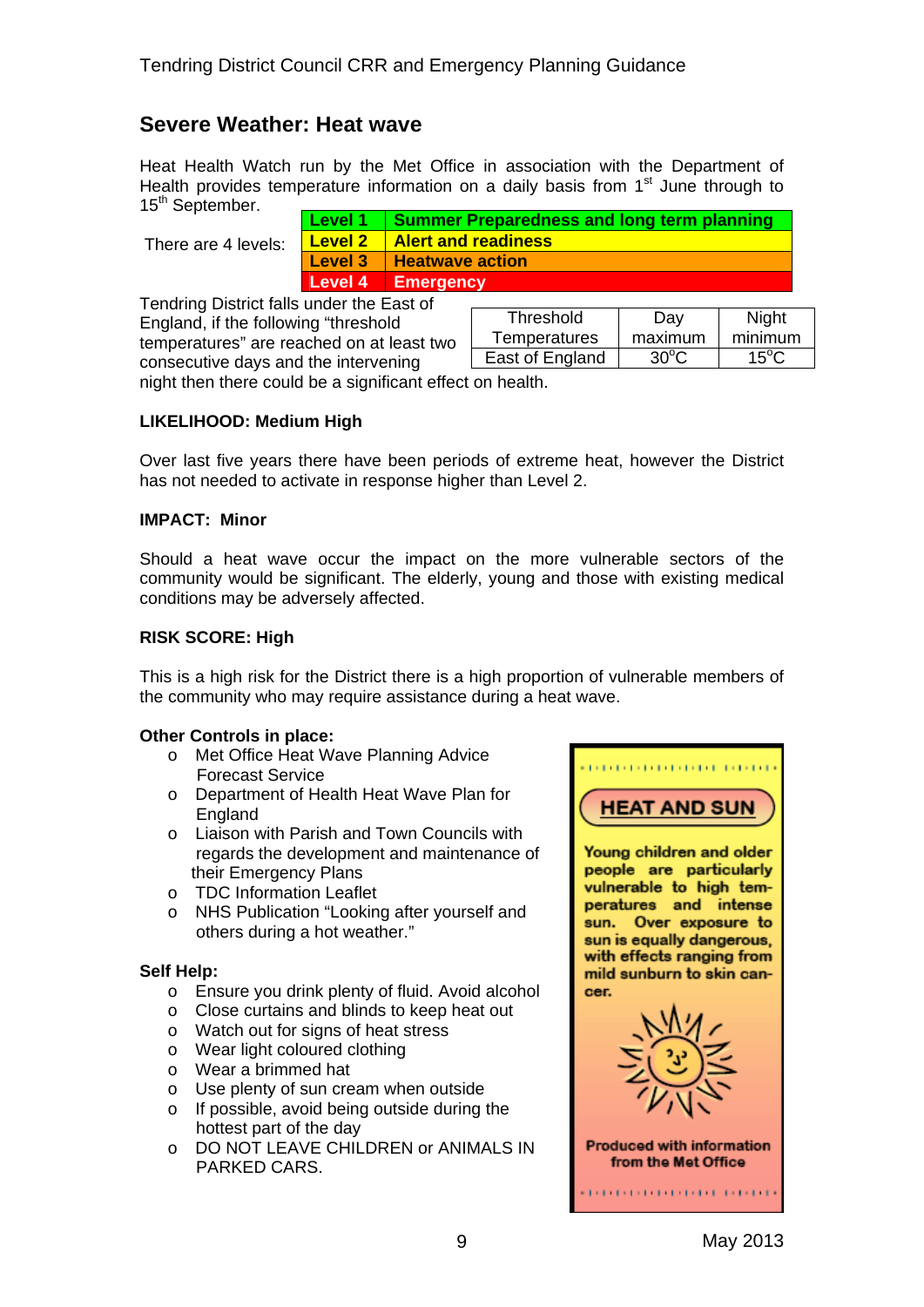## Severe Weather: Heat wave

Heat Health Watch run by the Met Office in association with the Department of Health provides temperature information on a daily basis from 1st June through to 15th September.

There are 4 levels:

| Level | Description |
|---|---|
| Level 1 | Summer Preparedness and long term planning |
| Level 2 | Alert and readiness |
| Level 3 | Heatwave action |
| Level 4 | Emergency |

Tendring District falls under the East of England, if the following "threshold temperatures" are reached on at least two consecutive days and the intervening night then there could be a significant effect on health.

| Threshold Temperatures | Day maximum | Night minimum |
|---|---|---|
| East of England | 30°C | 15°C |

**LIKELIHOOD: Medium High**

Over last five years there have been periods of extreme heat, however the District has not needed to activate in response higher than Level 2.

**IMPACT: Minor**

Should a heat wave occur the impact on the more vulnerable sectors of the community would be significant. The elderly, young and those with existing medical conditions may be adversely affected.

**RISK SCORE: High**

This is a high risk for the District there is a high proportion of vulnerable members of the community who may require assistance during a heat wave.

**Other Controls in place:**

- Met Office Heat Wave Planning Advice Forecast Service
- Department of Health Heat Wave Plan for England
- Liaison with Parish and Town Councils with regards the development and maintenance of their Emergency Plans
- TDC Information Leaflet
- NHS Publication "Looking after yourself and others during a hot weather."

**Self Help:**

- Ensure you drink plenty of fluid. Avoid alcohol
- Close curtains and blinds to keep heat out
- Watch out for signs of heat stress
- Wear light coloured clothing
- Wear a brimmed hat
- Use plenty of sun cream when outside
- If possible, avoid being outside during the hottest part of the day
- DO NOT LEAVE CHILDREN or ANIMALS IN PARKED CARS.

**HEAT AND SUN**

Young children and older people are particularly vulnerable to high temperatures and intense sun. Over exposure to sun is equally dangerous, with effects ranging from mild sunburn to skin cancer.

Produced with information from the Met Office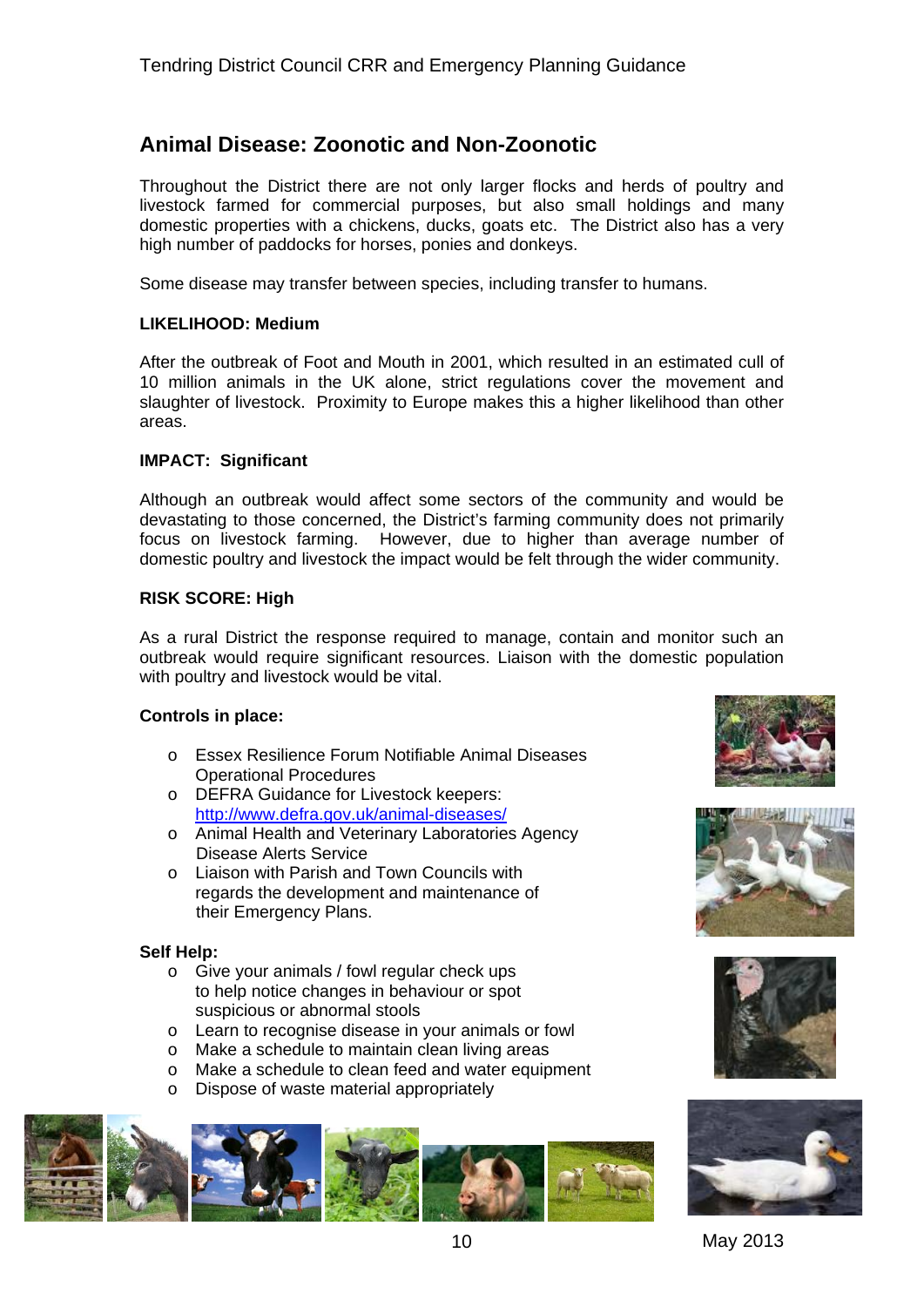## Animal Disease: Zoonotic and Non-Zoonotic

Throughout the District there are not only larger flocks and herds of poultry and livestock farmed for commercial purposes, but also small holdings and many domestic properties with a chickens, ducks, goats etc. The District also has a very high number of paddocks for horses, ponies and donkeys.

Some disease may transfer between species, including transfer to humans.

**LIKELIHOOD: Medium**

After the outbreak of Foot and Mouth in 2001, which resulted in an estimated cull of 10 million animals in the UK alone, strict regulations cover the movement and slaughter of livestock. Proximity to Europe makes this a higher likelihood than other areas.

**IMPACT: Significant**

Although an outbreak would affect some sectors of the community and would be devastating to those concerned, the District's farming community does not primarily focus on livestock farming. However, due to higher than average number of domestic poultry and livestock the impact would be felt through the wider community.

**RISK SCORE: High**

As a rural District the response required to manage, contain and monitor such an outbreak would require significant resources. Liaison with the domestic population with poultry and livestock would be vital.

**Controls in place:**

- Essex Resilience Forum Notifiable Animal Diseases Operational Procedures
- DEFRA Guidance for Livestock keepers: http://www.defra.gov.uk/animal-diseases/
- Animal Health and Veterinary Laboratories Agency Disease Alerts Service
- Liaison with Parish and Town Councils with regards the development and maintenance of their Emergency Plans.

**Self Help:**

- Give your animals / fowl regular check ups to help notice changes in behaviour or spot suspicious or abnormal stools
- Learn to recognise disease in your animals or fowl
- Make a schedule to maintain clean living areas
- Make a schedule to clean feed and water equipment
- Dispose of waste material appropriately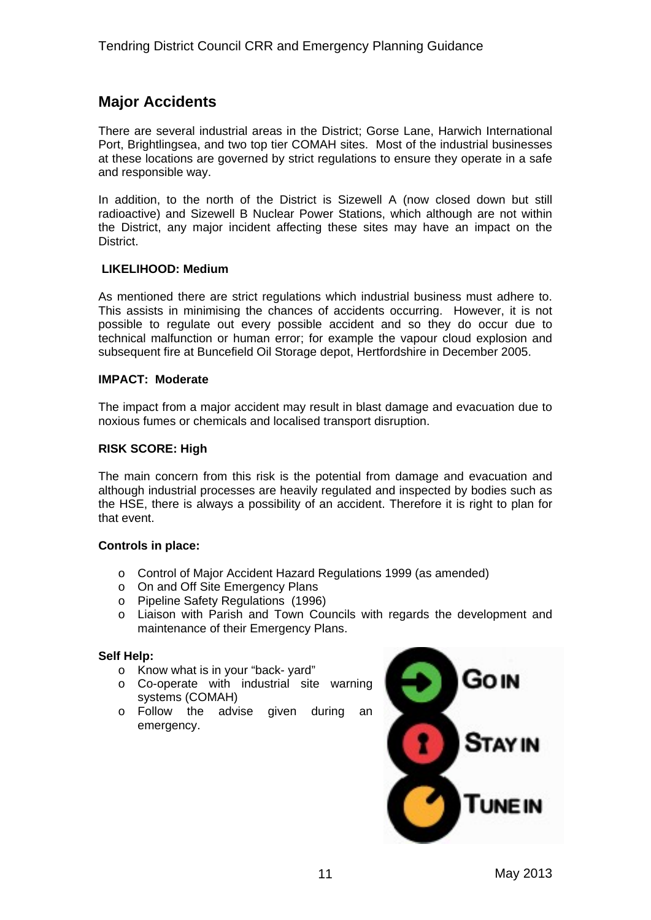## Major Accidents

There are several industrial areas in the District; Gorse Lane, Harwich International Port, Brightlingsea, and two top tier COMAH sites. Most of the industrial businesses at these locations are governed by strict regulations to ensure they operate in a safe and responsible way.

In addition, to the north of the District is Sizewell A (now closed down but still radioactive) and Sizewell B Nuclear Power Stations, which although are not within the District, any major incident affecting these sites may have an impact on the District.

**LIKELIHOOD: Medium**

As mentioned there are strict regulations which industrial business must adhere to. This assists in minimising the chances of accidents occurring. However, it is not possible to regulate out every possible accident and so they do occur due to technical malfunction or human error; for example the vapour cloud explosion and subsequent fire at Buncefield Oil Storage depot, Hertfordshire in December 2005.

**IMPACT: Moderate**

The impact from a major accident may result in blast damage and evacuation due to noxious fumes or chemicals and localised transport disruption.

**RISK SCORE: High**

The main concern from this risk is the potential from damage and evacuation and although industrial processes are heavily regulated and inspected by bodies such as the HSE, there is always a possibility of an accident. Therefore it is right to plan for that event.

**Controls in place:**

- Control of Major Accident Hazard Regulations 1999 (as amended)
- On and Off Site Emergency Plans
- Pipeline Safety Regulations (1996)
- Liaison with Parish and Town Councils with regards the development and maintenance of their Emergency Plans.

**Self Help:**

- Know what is in your "back- yard"
- Co-operate with industrial site warning systems (COMAH)
- Follow the advise given during an emergency.

GO IN

STAY IN

TUNE IN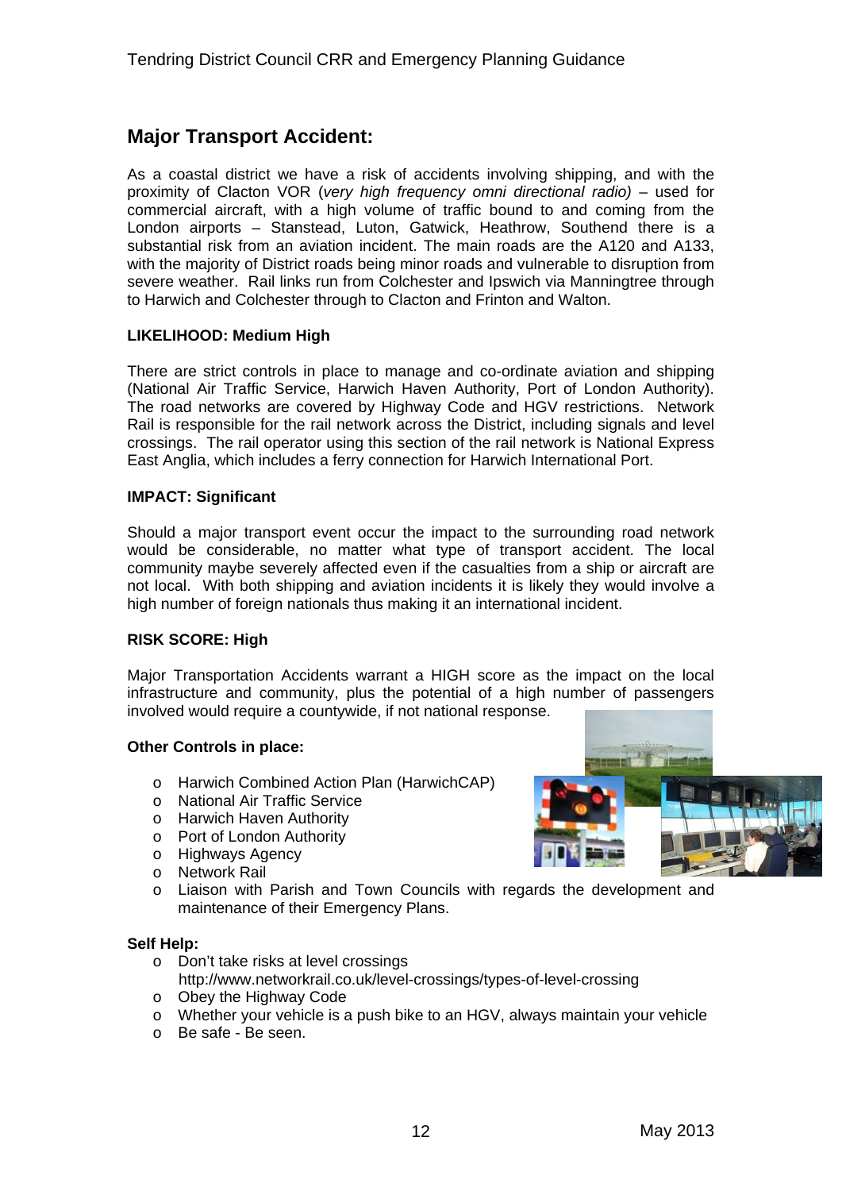## Major Transport Accident:

As a coastal district we have a risk of accidents involving shipping, and with the proximity of Clacton VOR (*very high frequency omni directional radio)* – used for commercial aircraft, with a high volume of traffic bound to and coming from the London airports – Stanstead, Luton, Gatwick, Heathrow, Southend there is a substantial risk from an aviation incident. The main roads are the A120 and A133, with the majority of District roads being minor roads and vulnerable to disruption from severe weather. Rail links run from Colchester and Ipswich via Manningtree through to Harwich and Colchester through to Clacton and Frinton and Walton.

**LIKELIHOOD: Medium High**

There are strict controls in place to manage and co-ordinate aviation and shipping (National Air Traffic Service, Harwich Haven Authority, Port of London Authority). The road networks are covered by Highway Code and HGV restrictions. Network Rail is responsible for the rail network across the District, including signals and level crossings. The rail operator using this section of the rail network is National Express East Anglia, which includes a ferry connection for Harwich International Port.

**IMPACT: Significant**

Should a major transport event occur the impact to the surrounding road network would be considerable, no matter what type of transport accident. The local community maybe severely affected even if the casualties from a ship or aircraft are not local. With both shipping and aviation incidents it is likely they would involve a high number of foreign nationals thus making it an international incident.

**RISK SCORE: High**

Major Transportation Accidents warrant a HIGH score as the impact on the local infrastructure and community, plus the potential of a high number of passengers involved would require a countywide, if not national response.

**Other Controls in place:**

- Harwich Combined Action Plan (HarwichCAP)
- National Air Traffic Service
- Harwich Haven Authority
- Port of London Authority
- Highways Agency
- Network Rail
- Liaison with Parish and Town Councils with regards the development and maintenance of their Emergency Plans.

**Self Help:**

- Don't take risks at level crossings http://www.networkrail.co.uk/level-crossings/types-of-level-crossing
- Obey the Highway Code
- Whether your vehicle is a push bike to an HGV, always maintain your vehicle
- Be safe - Be seen.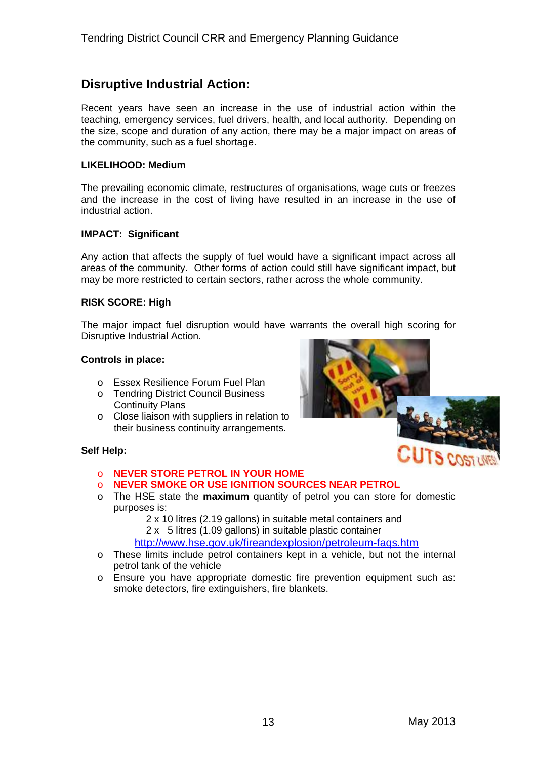## Disruptive Industrial Action:

Recent years have seen an increase in the use of industrial action within the teaching, emergency services, fuel drivers, health, and local authority. Depending on the size, scope and duration of any action, there may be a major impact on areas of the community, such as a fuel shortage.

**LIKELIHOOD: Medium**

The prevailing economic climate, restructures of organisations, wage cuts or freezes and the increase in the cost of living have resulted in an increase in the use of industrial action.

**IMPACT: Significant**

Any action that affects the supply of fuel would have a significant impact across all areas of the community. Other forms of action could still have significant impact, but may be more restricted to certain sectors, rather across the whole community.

**RISK SCORE: High**

The major impact fuel disruption would have warrants the overall high scoring for Disruptive Industrial Action.

**Controls in place:**

- Essex Resilience Forum Fuel Plan
- Tendring District Council Business Continuity Plans
- Close liaison with suppliers in relation to their business continuity arrangements.

**Self Help:**

- **NEVER STORE PETROL IN YOUR HOME**
- **NEVER SMOKE OR USE IGNITION SOURCES NEAR PETROL**
- The HSE state the **maximum** quantity of petrol you can store for domestic purposes is:

  2 x 10 litres (2.19 gallons) in suitable metal containers and
  2 x 5 litres (1.09 gallons) in suitable plastic container
  http://www.hse.gov.uk/fireandexplosion/petroleum-faqs.htm
- These limits include petrol containers kept in a vehicle, but not the internal petrol tank of the vehicle
- Ensure you have appropriate domestic fire prevention equipment such as: smoke detectors, fire extinguishers, fire blankets.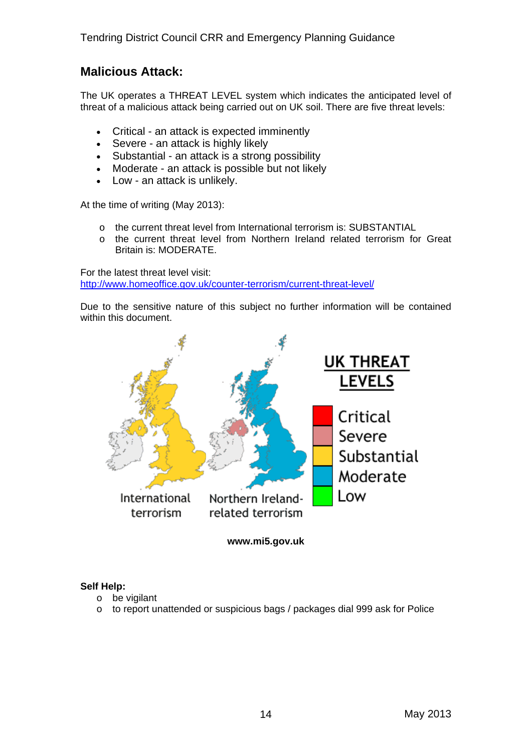## Malicious Attack:

The UK operates a THREAT LEVEL system which indicates the anticipated level of threat of a malicious attack being carried out on UK soil. There are five threat levels:

- Critical - an attack is expected imminently
- Severe - an attack is highly likely
- Substantial - an attack is a strong possibility
- Moderate - an attack is possible but not likely
- Low - an attack is unlikely.

At the time of writing (May 2013):

- the current threat level from International terrorism is: SUBSTANTIAL
- the current threat level from Northern Ireland related terrorism for Great Britain is: MODERATE.

For the latest threat level visit:
http://www.homeoffice.gov.uk/counter-terrorism/current-threat-level/

Due to the sensitive nature of this subject no further information will be contained within this document.

**www.mi5.gov.uk**

**Self Help:**

- be vigilant
- to report unattended or suspicious bags / packages dial 999 ask for Police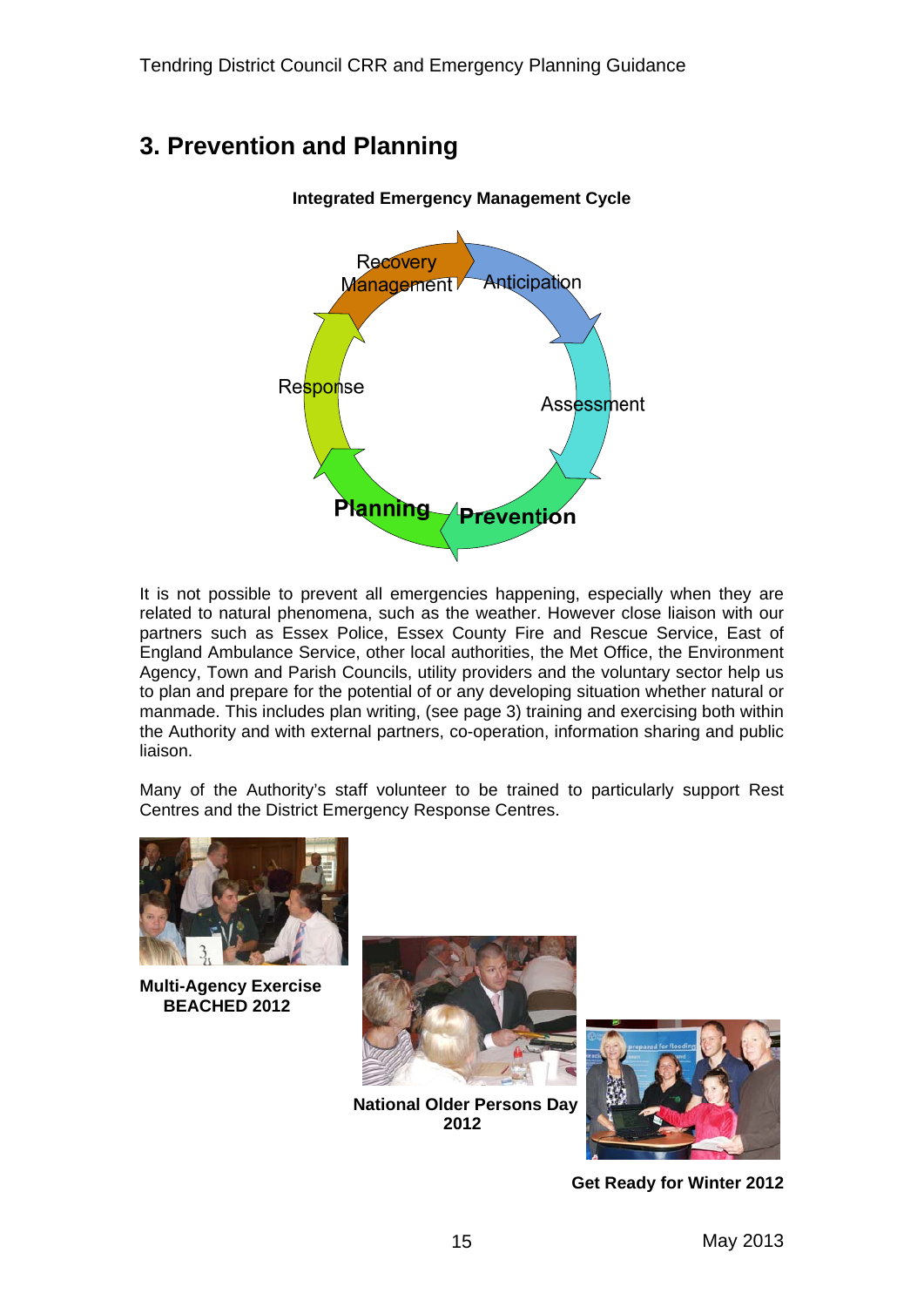## 3. Prevention and Planning

**Integrated Emergency Management Cycle**

Recovery Management
Anticipation
Assessment
Prevention
Planning
Response

It is not possible to prevent all emergencies happening, especially when they are related to natural phenomena, such as the weather. However close liaison with our partners such as Essex Police, Essex County Fire and Rescue Service, East of England Ambulance Service, other local authorities, the Met Office, the Environment Agency, Town and Parish Councils, utility providers and the voluntary sector help us to plan and prepare for the potential of or any developing situation whether natural or manmade. This includes plan writing, (see page 3) training and exercising both within the Authority and with external partners, co-operation, information sharing and public liaison.

Many of the Authority's staff volunteer to be trained to particularly support Rest Centres and the District Emergency Response Centres.

**Multi-Agency Exercise BEACHED 2012**

**National Older Persons Day 2012**

**Get Ready for Winter 2012**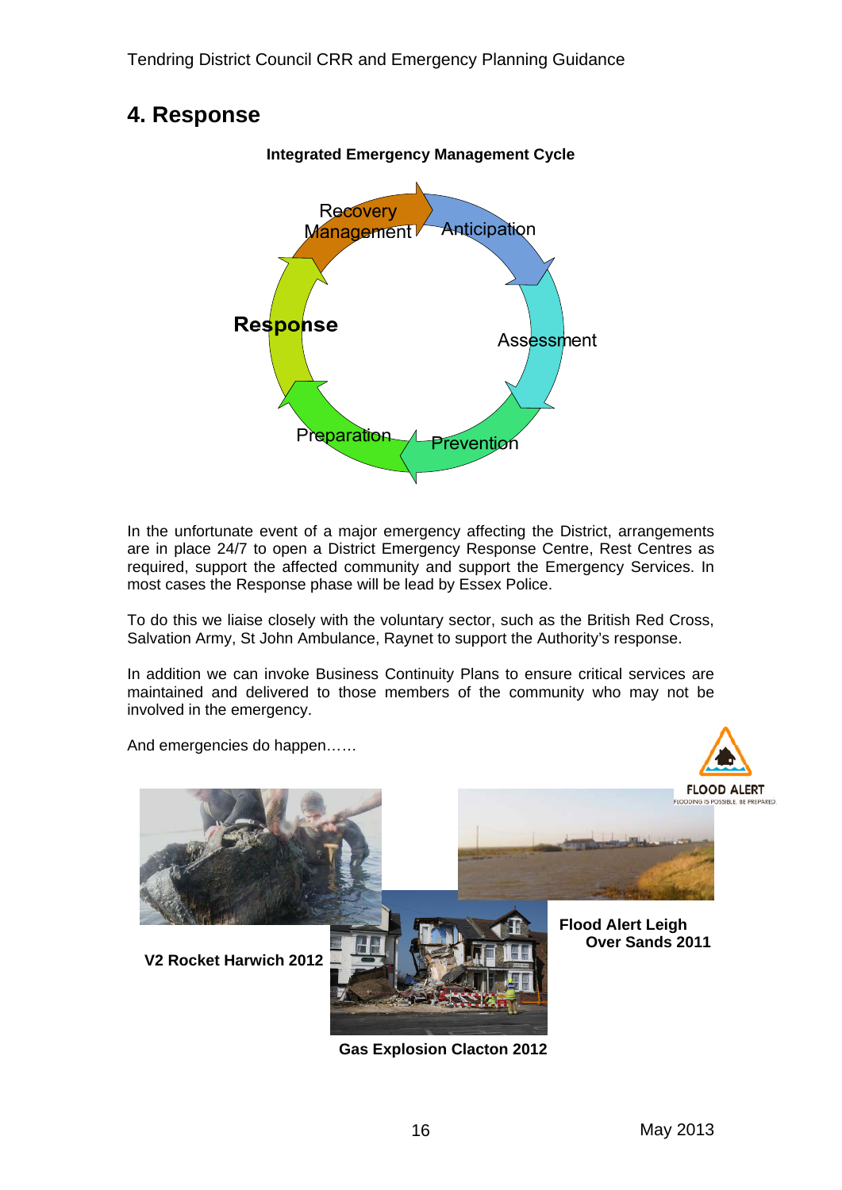## 4. Response

**Integrated Emergency Management Cycle**

Recovery Management, Anticipation, Assessment, Prevention, Preparation, **Response**

In the unfortunate event of a major emergency affecting the District, arrangements are in place 24/7 to open a District Emergency Response Centre, Rest Centres as required, support the affected community and support the Emergency Services. In most cases the Response phase will be lead by Essex Police.

To do this we liaise closely with the voluntary sector, such as the British Red Cross, Salvation Army, St John Ambulance, Raynet to support the Authority's response.

In addition we can invoke Business Continuity Plans to ensure critical services are maintained and delivered to those members of the community who may not be involved in the emergency.

And emergencies do happen……

**V2 Rocket Harwich 2012**

**Flood Alert Leigh Over Sands 2011**

**Gas Explosion Clacton 2012**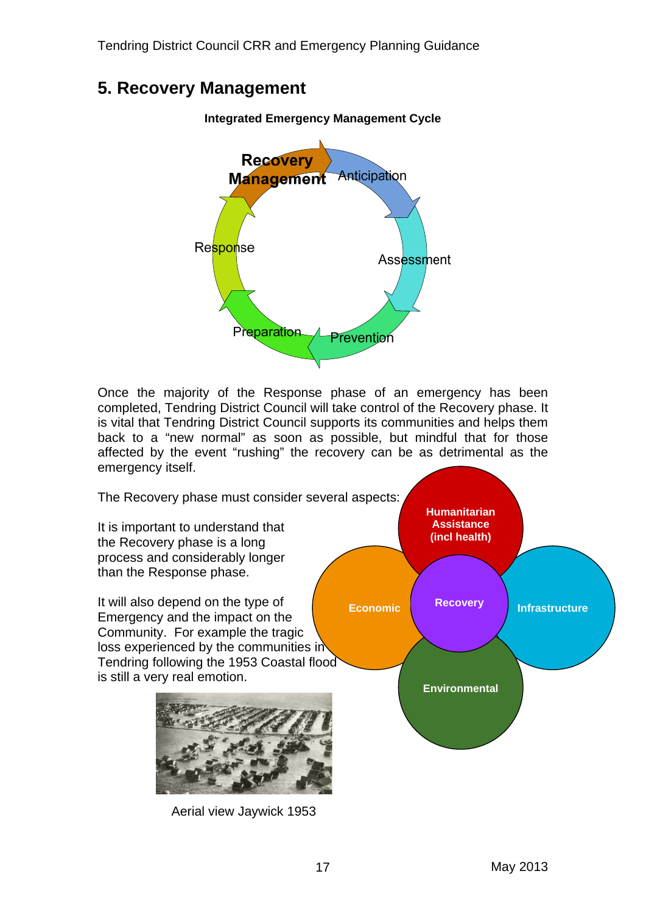# 5. Recovery Management

**Integrated Emergency Management Cycle**

Recovery Management

Anticipation

Assessment

Prevention

Preparation

Response

Once the majority of the Response phase of an emergency has been completed, Tendring District Council will take control of the Recovery phase. It is vital that Tendring District Council supports its communities and helps them back to a "new normal" as soon as possible, but mindful that for those affected by the event "rushing" the recovery can be as detrimental as the emergency itself.

The Recovery phase must consider several aspects:

**Humanitarian Assistance (incl health)**

**Economic**

**Recovery**

**Infrastructure**

**Environmental**

It is important to understand that the Recovery phase is a long process and considerably longer than the Response phase.

It will also depend on the type of Emergency and the impact on the Community. For example the tragic loss experienced by the communities in Tendring following the 1953 Coastal flood is still a very real emotion.

Aerial view Jaywick 1953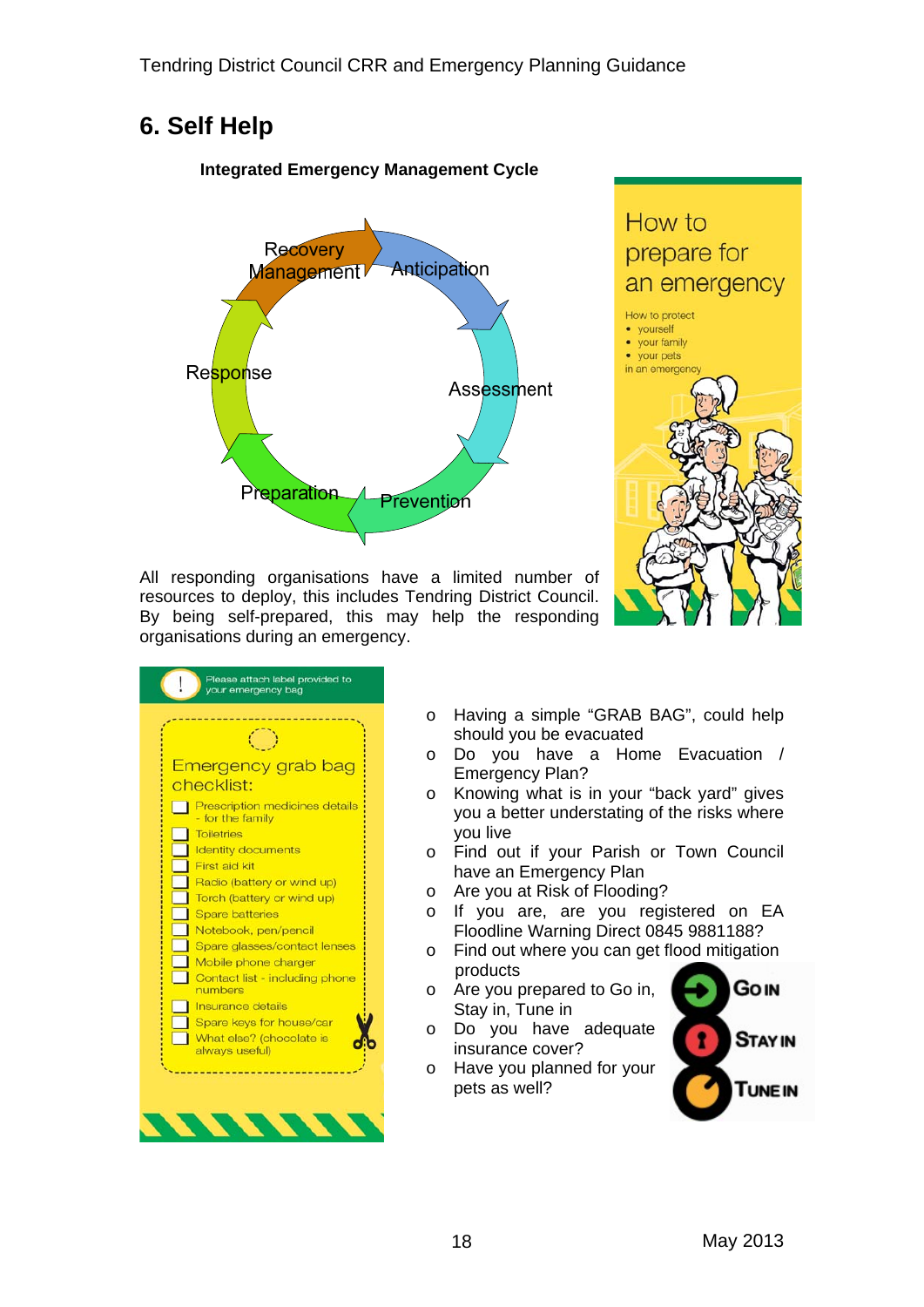# 6. Self Help

**Integrated Emergency Management Cycle**

Recovery Management → Anticipation → Assessment → Prevention → Preparation → Response

How to prepare for an emergency

How to protect
- yourself
- your family
- your pets

in an emergency

All responding organisations have a limited number of resources to deploy, this includes Tendring District Council. By being self-prepared, this may help the responding organisations during an emergency.

Please attach label provided to your emergency bag

Emergency grab bag checklist:
- Prescription medicines details - for the family
- Toiletries
- Identity documents
- First aid kit
- Radio (battery or wind up)
- Torch (battery or wind up)
- Spare batteries
- Notebook, pen/pencil
- Spare glasses/contact lenses
- Mobile phone charger
- Contact list - including phone numbers
- Insurance details
- Spare keys for house/car
- What else? (chocolate is always useful)

- Having a simple "GRAB BAG", could help should you be evacuated
- Do you have a Home Evacuation / Emergency Plan?
- Knowing what is in your "back yard" gives you a better understating of the risks where you live
- Find out if your Parish or Town Council have an Emergency Plan
- Are you at Risk of Flooding?
- If you are, are you registered on EA Floodline Warning Direct 0845 9881188?
- Find out where you can get flood mitigation products
- Are you prepared to Go in, Stay in, Tune in
- Do you have adequate insurance cover?
- Have you planned for your pets as well?

GO IN
STAY IN
TUNE IN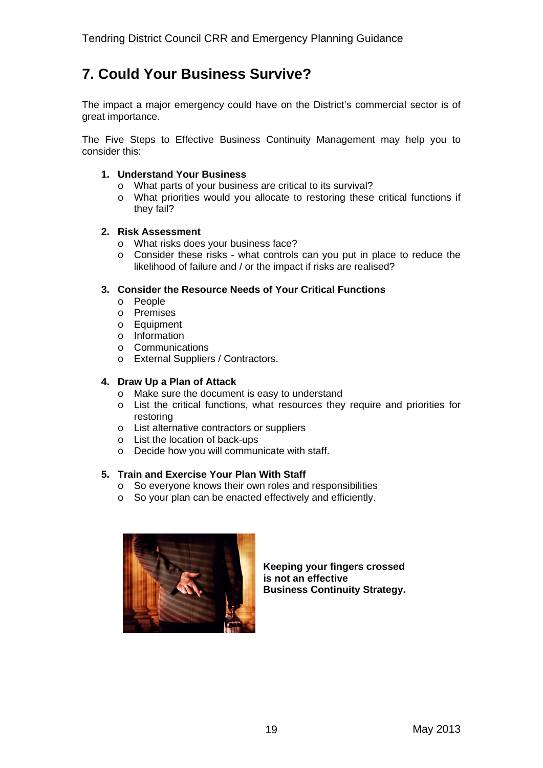# 7. Could Your Business Survive?

The impact a major emergency could have on the District's commercial sector is of great importance.

The Five Steps to Effective Business Continuity Management may help you to consider this:

1. **Understand Your Business**
   - What parts of your business are critical to its survival?
   - What priorities would you allocate to restoring these critical functions if they fail?

2. **Risk Assessment**
   - What risks does your business face?
   - Consider these risks - what controls can you put in place to reduce the likelihood of failure and / or the impact if risks are realised?

3. **Consider the Resource Needs of Your Critical Functions**
   - People
   - Premises
   - Equipment
   - Information
   - Communications
   - External Suppliers / Contractors.

4. **Draw Up a Plan of Attack**
   - Make sure the document is easy to understand
   - List the critical functions, what resources they require and priorities for restoring
   - List alternative contractors or suppliers
   - List the location of back-ups
   - Decide how you will communicate with staff.

5. **Train and Exercise Your Plan With Staff**
   - So everyone knows their own roles and responsibilities
   - So your plan can be enacted effectively and efficiently.

**Keeping your fingers crossed is not an effective Business Continuity Strategy.**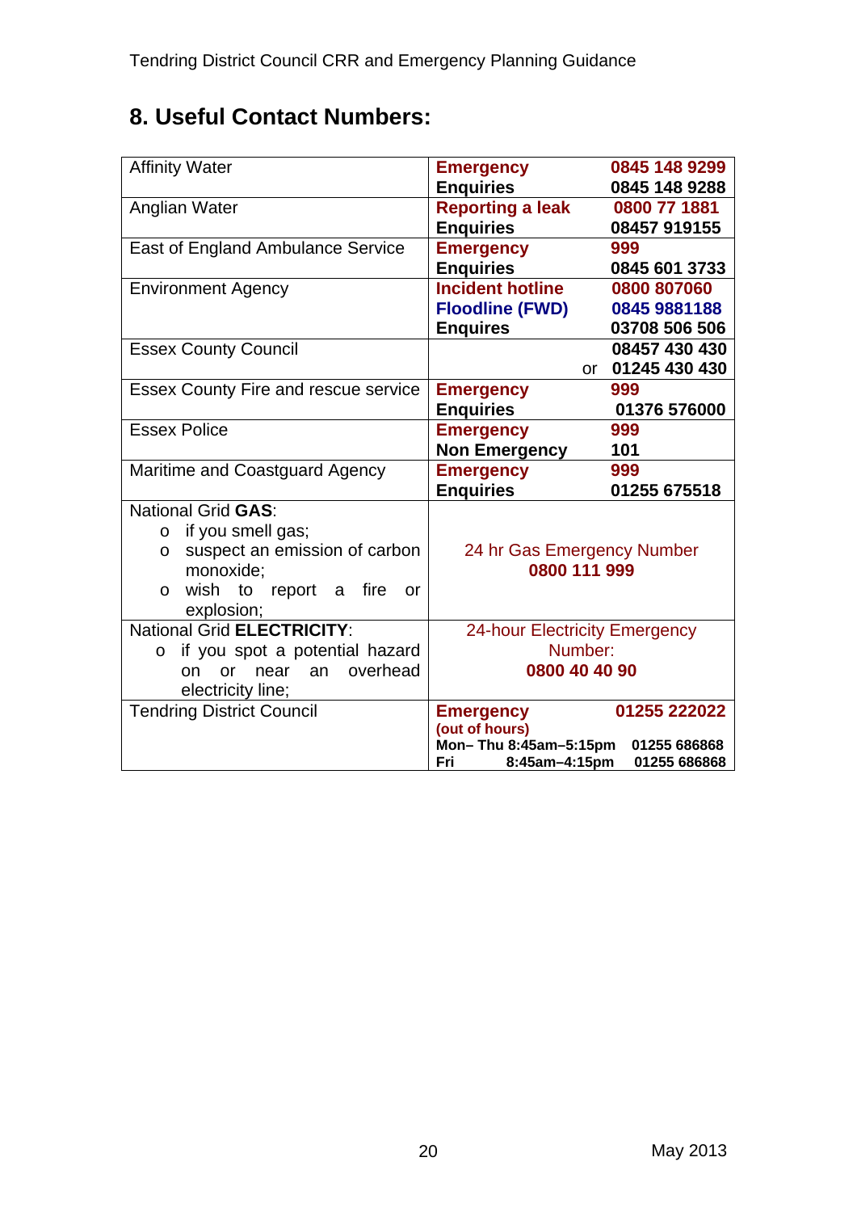## 8. Useful Contact Numbers:

| | | |
|---|---|---|
| Affinity Water | **Emergency**<br>**Enquiries** | **0845 148 9299**<br>**0845 148 9288** |
| Anglian Water | **Reporting a leak**<br>**Enquiries** | **0800 77 1881**<br>**08457 919155** |
| East of England Ambulance Service | **Emergency**<br>**Enquiries** | **999**<br>**0845 601 3733** |
| Environment Agency | **Incident hotline**<br>**Floodline (FWD)**<br>**Enquires** | **0800 807060**<br>**0845 9881188**<br>**03708 506 506** |
| Essex County Council | or | **08457 430 430**<br>**01245 430 430** |
| Essex County Fire and rescue service | **Emergency**<br>**Enquiries** | **999**<br>**01376 576000** |
| Essex Police | **Emergency**<br>**Non Emergency** | **999**<br>**101** |
| Maritime and Coastguard Agency | **Emergency**<br>**Enquiries** | **999**<br>**01255 675518** |
| National Grid **GAS**:<br>o if you smell gas;<br>o suspect an emission of carbon monoxide;<br>o wish to report a fire or explosion; | 24 hr Gas Emergency Number | **0800 111 999** |
| National Grid **ELECTRICITY**:<br>o if you spot a potential hazard on or near an overhead electricity line; | 24-hour Electricity Emergency Number: | **0800 40 40 90** |
| Tendring District Council | **Emergency**<br>**(out of hours)**<br>**Mon– Thu 8:45am–5:15pm**<br>**Fri 8:45am–4:15pm** | **01255 222022**<br><br>**01255 686868**<br>**01255 686868** |

May 2013